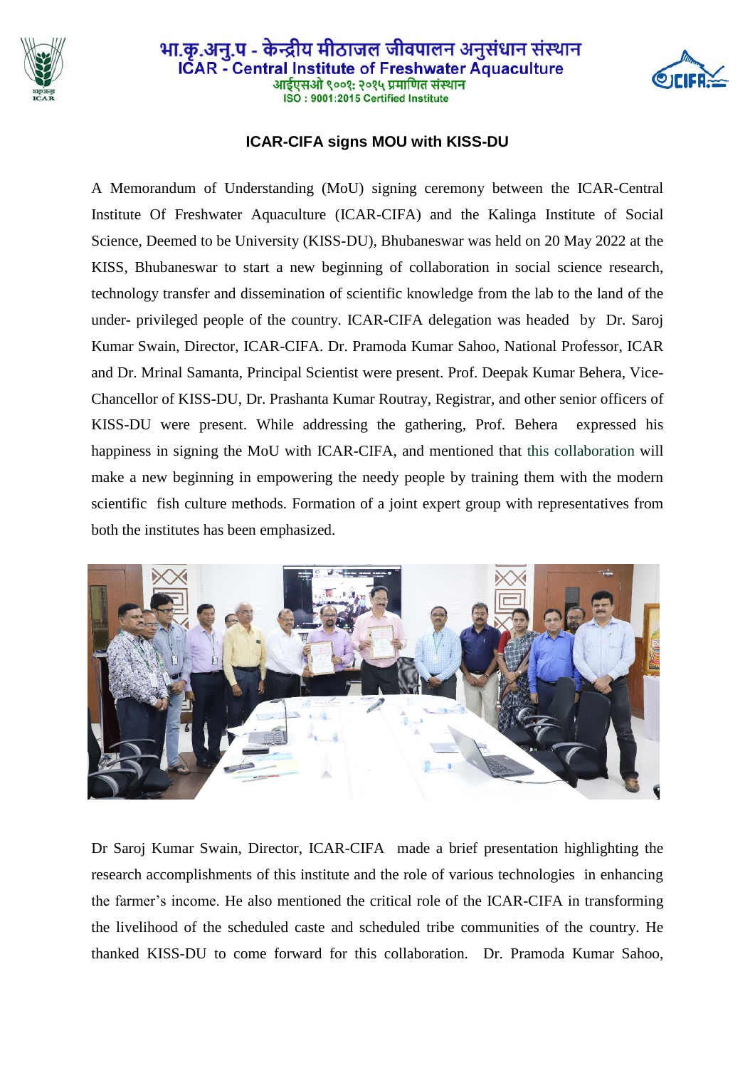भा.कृ.अनु.प - केन्द्रीय मीठाजल जीवपालन अनुसंधान संस्थान
ICAR - Central Institute of Freshwater Aquaculture
आईएसओ ९००१: २०१५ प्रमाणित संस्थान
ISO : 9001:2015 Certified Institute

## ICAR-CIFA signs MOU with KISS-DU

A Memorandum of Understanding (MoU) signing ceremony between the ICAR-Central Institute Of Freshwater Aquaculture (ICAR-CIFA) and the Kalinga Institute of Social Science, Deemed to be University (KISS-DU), Bhubaneswar was held on 20 May 2022 at the KISS, Bhubaneswar to start a new beginning of collaboration in social science research, technology transfer and dissemination of scientific knowledge from the lab to the land of the under- privileged people of the country. ICAR-CIFA delegation was headed by Dr. Saroj Kumar Swain, Director, ICAR-CIFA. Dr. Pramoda Kumar Sahoo, National Professor, ICAR and Dr. Mrinal Samanta, Principal Scientist were present. Prof. Deepak Kumar Behera, Vice-Chancellor of KISS-DU, Dr. Prashanta Kumar Routray, Registrar, and other senior officers of KISS-DU were present. While addressing the gathering, Prof. Behera expressed his happiness in signing the MoU with ICAR-CIFA, and mentioned that this collaboration will make a new beginning in empowering the needy people by training them with the modern scientific fish culture methods. Formation of a joint expert group with representatives from both the institutes has been emphasized.

Dr Saroj Kumar Swain, Director, ICAR-CIFA made a brief presentation highlighting the research accomplishments of this institute and the role of various technologies in enhancing the farmer's income. He also mentioned the critical role of the ICAR-CIFA in transforming the livelihood of the scheduled caste and scheduled tribe communities of the country. He thanked KISS-DU to come forward for this collaboration. Dr. Pramoda Kumar Sahoo,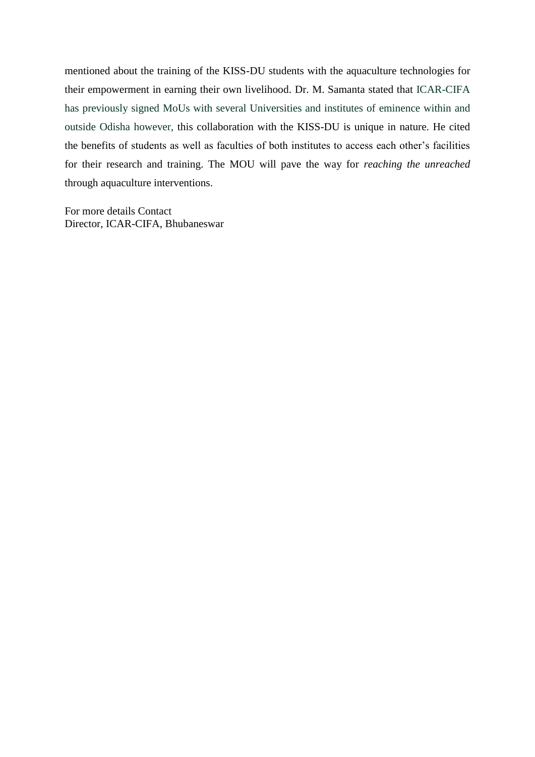mentioned about the training of the KISS-DU students with the aquaculture technologies for their empowerment in earning their own livelihood. Dr. M. Samanta stated that ICAR-CIFA has previously signed MoUs with several Universities and institutes of eminence within and outside Odisha however, this collaboration with the KISS-DU is unique in nature. He cited the benefits of students as well as faculties of both institutes to access each other's facilities for their research and training. The MOU will pave the way for *reaching the unreached* through aquaculture interventions.

For more details Contact
Director, ICAR-CIFA, Bhubaneswar